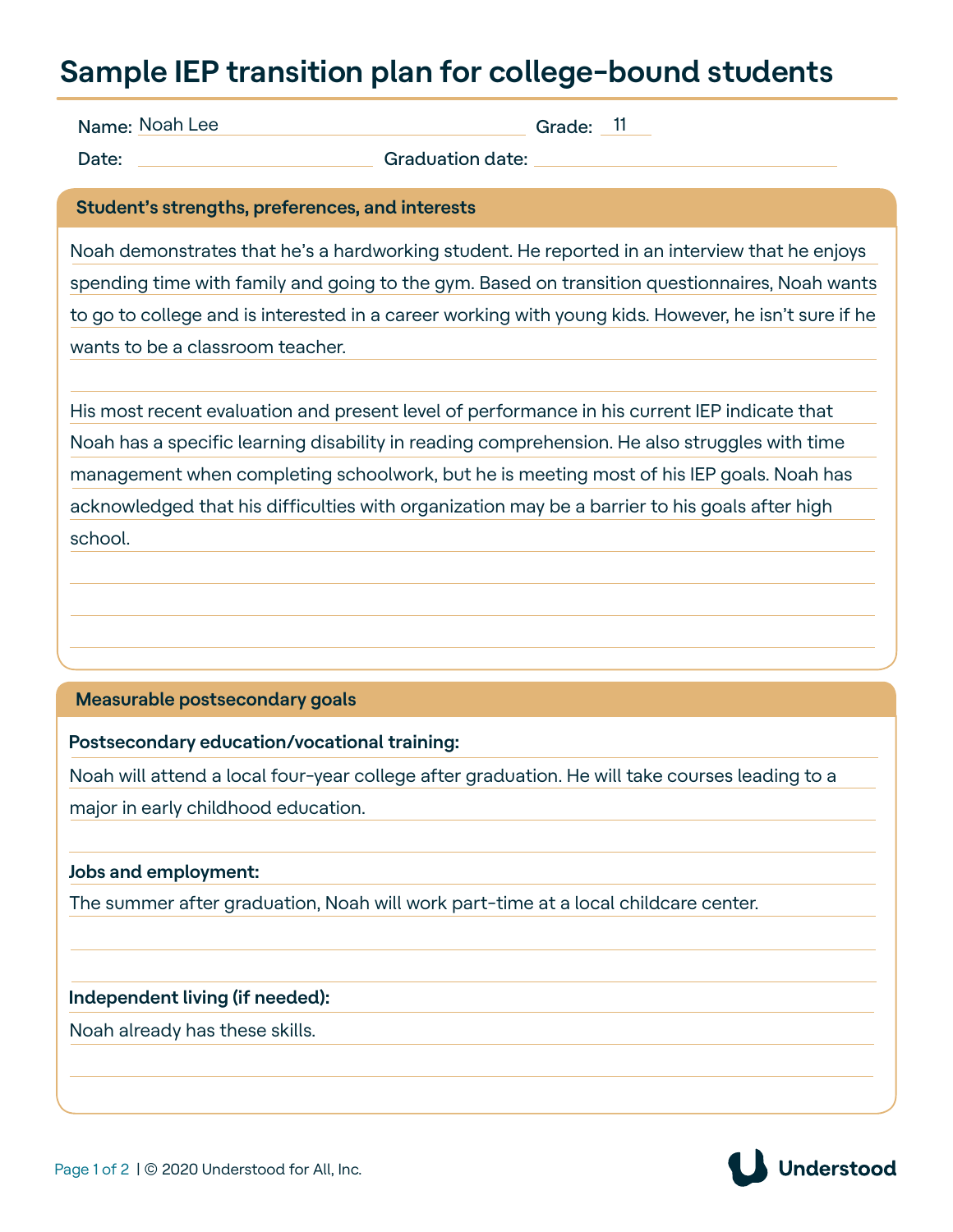# Sample IEP transition plan for college-bound students

Name: Noah Lee Grade: 11

Date: Graduation date:

## Student's strengths, preferences, and interests

Noah demonstrates that he's a hardworking student. He reported in an interview that he enjoys spending time with family and going to the gym. Based on transition questionnaires, Noah wants to go to college and is interested in a career working with young kids. However, he isn't sure if he wants to be a classroom teacher.

His most recent evaluation and present level of performance in his current IEP indicate that Noah has a specific learning disability in reading comprehension. He also struggles with time management when completing schoolwork, but he is meeting most of his IEP goals. Noah has acknowledged that his difficulties with organization may be a barrier to his goals after high school.

## Measurable postsecondary goals

**Postsecondary education/vocational training:**

Noah will attend a local four-year college after graduation. He will take courses leading to a major in early childhood education.

**Jobs and employment:**

The summer after graduation, Noah will work part-time at a local childcare center.

**Independent living (if needed):**

Noah already has these skills.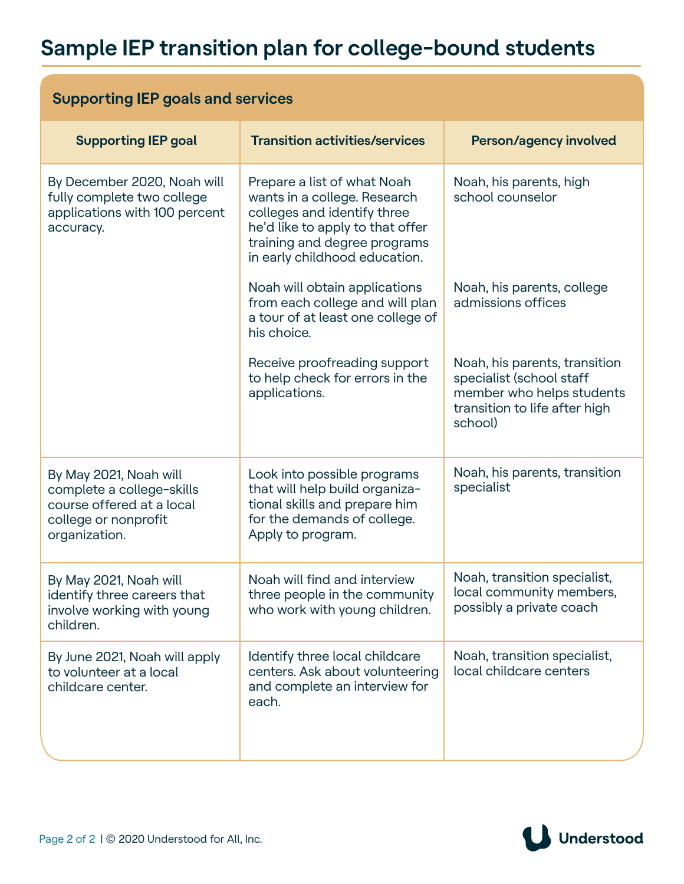# Sample IEP transition plan for college-bound students

## Supporting IEP goals and services

| Supporting IEP goal | Transition activities/services | Person/agency involved |
|---|---|---|
| By December 2020, Noah will fully complete two college applications with 100 percent accuracy. | Prepare a list of what Noah wants in a college. Research colleges and identify three he'd like to apply to that offer training and degree programs in early childhood education. | Noah, his parents, high school counselor |
| | Noah will obtain applications from each college and will plan a tour of at least one college of his choice. | Noah, his parents, college admissions offices |
| | Receive proofreading support to help check for errors in the applications. | Noah, his parents, transition specialist (school staff member who helps students transition to life after high school) |
| By May 2021, Noah will complete a college-skills course offered at a local college or nonprofit organization. | Look into possible programs that will help build organizational skills and prepare him for the demands of college. Apply to program. | Noah, his parents, transition specialist |
| By May 2021, Noah will identify three careers that involve working with young children. | Noah will find and interview three people in the community who work with young children. | Noah, transition specialist, local community members, possibly a private coach |
| By June 2021, Noah will apply to volunteer at a local childcare center. | Identify three local childcare centers. Ask about volunteering and complete an interview for each. | Noah, transition specialist, local childcare centers |

© 2020 Understood for All, Inc.